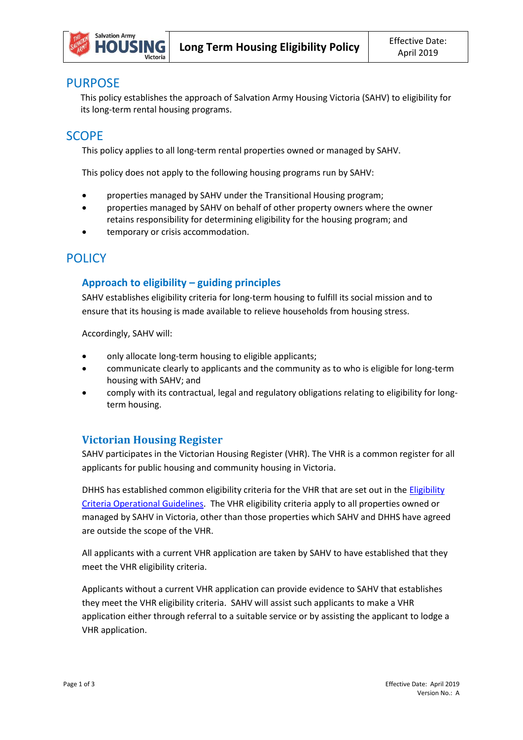# Long Term Housing Eligibility Policy

Effective Date: April 2019

## PURPOSE

This policy establishes the approach of Salvation Army Housing Victoria (SAHV) to eligibility for its long-term rental housing programs.

## SCOPE

This policy applies to all long-term rental properties owned or managed by SAHV.

This policy does not apply to the following housing programs run by SAHV:

- properties managed by SAHV under the Transitional Housing program;
- properties managed by SAHV on behalf of other property owners where the owner retains responsibility for determining eligibility for the housing program; and
- temporary or crisis accommodation.

## POLICY

### Approach to eligibility – guiding principles

SAHV establishes eligibility criteria for long-term housing to fulfill its social mission and to ensure that its housing is made available to relieve households from housing stress.

Accordingly, SAHV will:

- only allocate long-term housing to eligible applicants;
- communicate clearly to applicants and the community as to who is eligible for long-term housing with SAHV; and
- comply with its contractual, legal and regulatory obligations relating to eligibility for long-term housing.

### Victorian Housing Register

SAHV participates in the Victorian Housing Register (VHR). The VHR is a common register for all applicants for public housing and community housing in Victoria.

DHHS has established common eligibility criteria for the VHR that are set out in the Eligibility Criteria Operational Guidelines. The VHR eligibility criteria apply to all properties owned or managed by SAHV in Victoria, other than those properties which SAHV and DHHS have agreed are outside the scope of the VHR.

All applicants with a current VHR application are taken by SAHV to have established that they meet the VHR eligibility criteria.

Applicants without a current VHR application can provide evidence to SAHV that establishes they meet the VHR eligibility criteria. SAHV will assist such applicants to make a VHR application either through referral to a suitable service or by assisting the applicant to lodge a VHR application.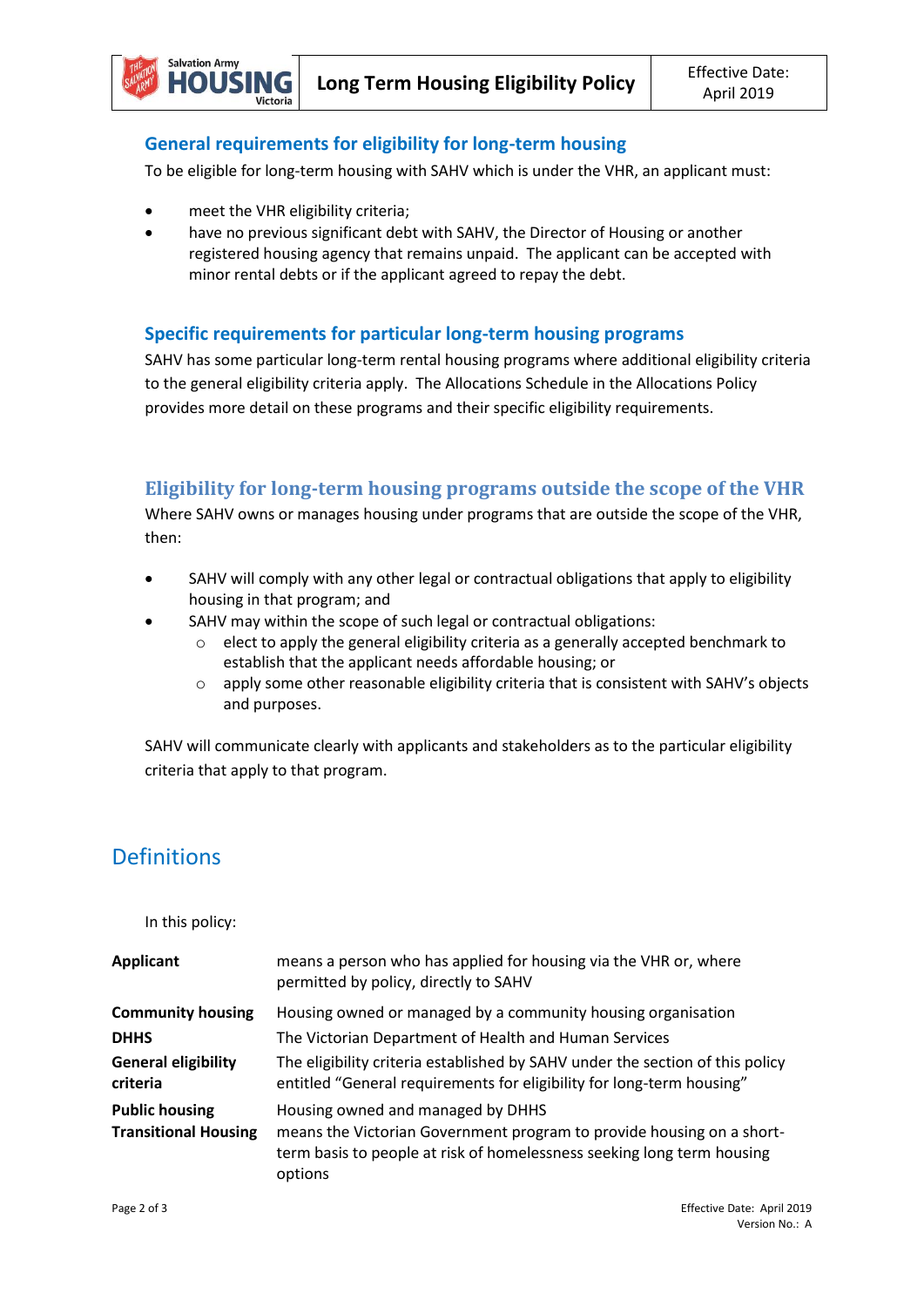### General requirements for eligibility for long-term housing

To be eligible for long-term housing with SAHV which is under the VHR, an applicant must:

- meet the VHR eligibility criteria;
- have no previous significant debt with SAHV, the Director of Housing or another registered housing agency that remains unpaid. The applicant can be accepted with minor rental debts or if the applicant agreed to repay the debt.

### Specific requirements for particular long-term housing programs

SAHV has some particular long-term rental housing programs where additional eligibility criteria to the general eligibility criteria apply. The Allocations Schedule in the Allocations Policy provides more detail on these programs and their specific eligibility requirements.

### Eligibility for long-term housing programs outside the scope of the VHR

Where SAHV owns or manages housing under programs that are outside the scope of the VHR, then:

- SAHV will comply with any other legal or contractual obligations that apply to eligibility housing in that program; and
- SAHV may within the scope of such legal or contractual obligations:
  - elect to apply the general eligibility criteria as a generally accepted benchmark to establish that the applicant needs affordable housing; or
  - apply some other reasonable eligibility criteria that is consistent with SAHV's objects and purposes.

SAHV will communicate clearly with applicants and stakeholders as to the particular eligibility criteria that apply to that program.

## Definitions

In this policy:

| | |
|---|---|
| **Applicant** | means a person who has applied for housing via the VHR or, where permitted by policy, directly to SAHV |
| **Community housing** | Housing owned or managed by a community housing organisation |
| **DHHS** | The Victorian Department of Health and Human Services |
| **General eligibility criteria** | The eligibility criteria established by SAHV under the section of this policy entitled "General requirements for eligibility for long-term housing" |
| **Public housing** | Housing owned and managed by DHHS |
| **Transitional Housing** | means the Victorian Government program to provide housing on a short-term basis to people at risk of homelessness seeking long term housing options |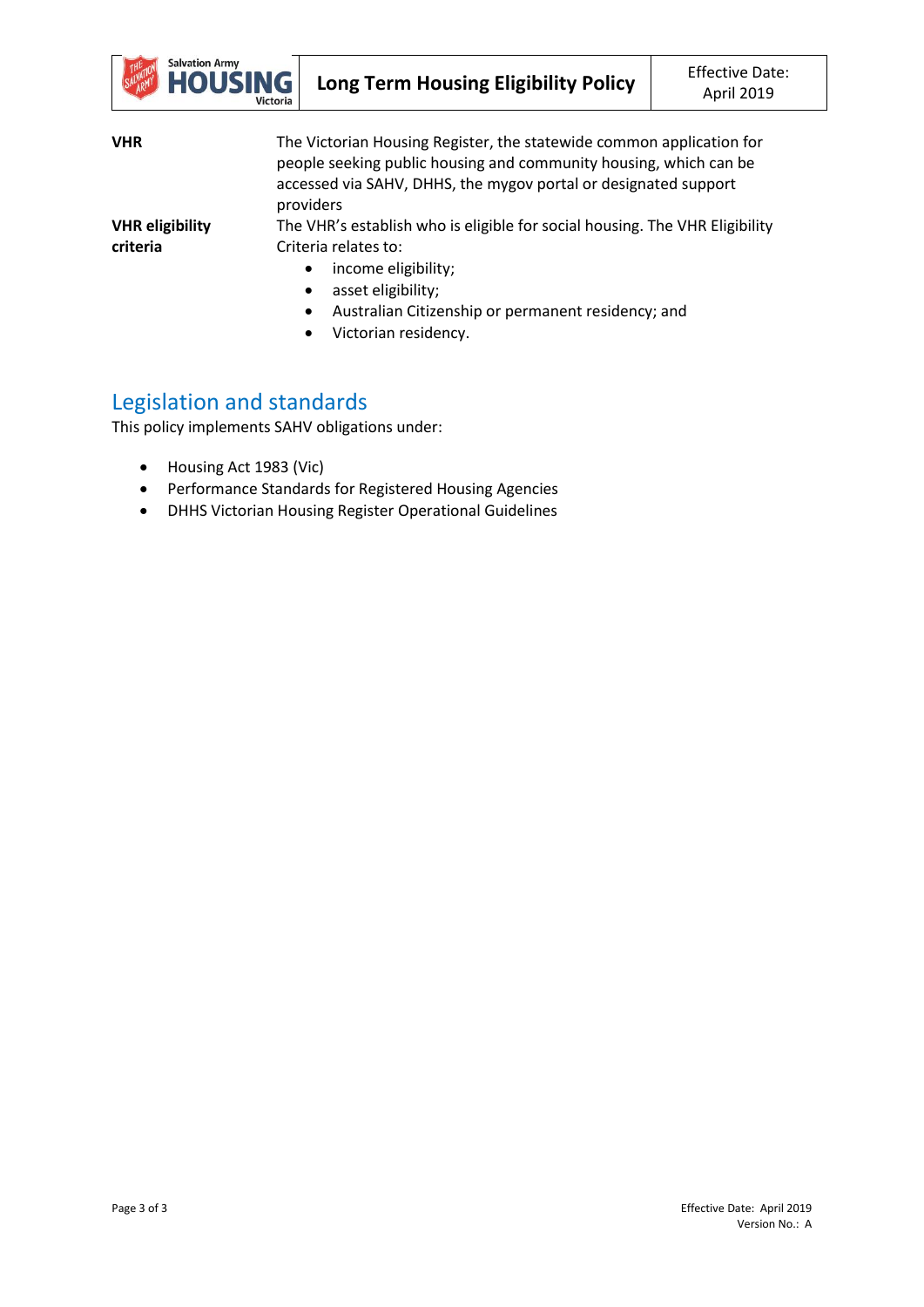**VHR** The Victorian Housing Register, the statewide common application for people seeking public housing and community housing, which can be accessed via SAHV, DHHS, the mygov portal or designated support providers

**VHR eligibility criteria** The VHR's establish who is eligible for social housing. The VHR Eligibility Criteria relates to:

- income eligibility;
- asset eligibility;
- Australian Citizenship or permanent residency; and
- Victorian residency.

## Legislation and standards

This policy implements SAHV obligations under:

- Housing Act 1983 (Vic)
- Performance Standards for Registered Housing Agencies
- DHHS Victorian Housing Register Operational Guidelines